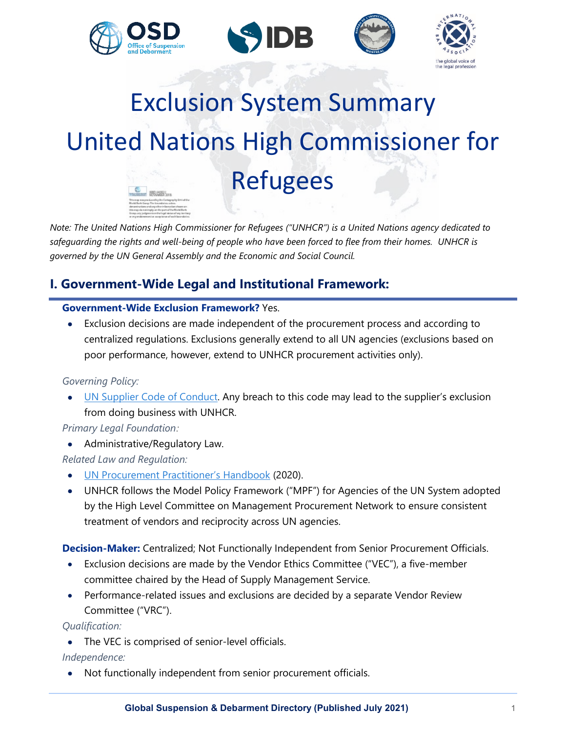# Exclusion System Summary United Nations High Commissioner for Refugees

*Note: The United Nations High Commissioner for Refugees ("UNHCR") is a United Nations agency dedicated to safeguarding the rights and well-being of people who have been forced to flee from their homes. UNHCR is governed by the UN General Assembly and the Economic and Social Council.*

## I. Government-Wide Legal and Institutional Framework:

**Government-Wide Exclusion Framework?** Yes.

- Exclusion decisions are made independent of the procurement process and according to centralized regulations. Exclusions generally extend to all UN agencies (exclusions based on poor performance, however, extend to UNHCR procurement activities only).

*Governing Policy:*

- UN Supplier Code of Conduct. Any breach to this code may lead to the supplier's exclusion from doing business with UNHCR.

*Primary Legal Foundation:*

- Administrative/Regulatory Law.

*Related Law and Regulation:*

- UN Procurement Practitioner's Handbook (2020).
- UNHCR follows the Model Policy Framework ("MPF") for Agencies of the UN System adopted by the High Level Committee on Management Procurement Network to ensure consistent treatment of vendors and reciprocity across UN agencies.

**Decision-Maker:** Centralized; Not Functionally Independent from Senior Procurement Officials.

- Exclusion decisions are made by the Vendor Ethics Committee ("VEC"), a five-member committee chaired by the Head of Supply Management Service.
- Performance-related issues and exclusions are decided by a separate Vendor Review Committee ("VRC").

*Qualification:*

- The VEC is comprised of senior-level officials.

*Independence:*

- Not functionally independent from senior procurement officials.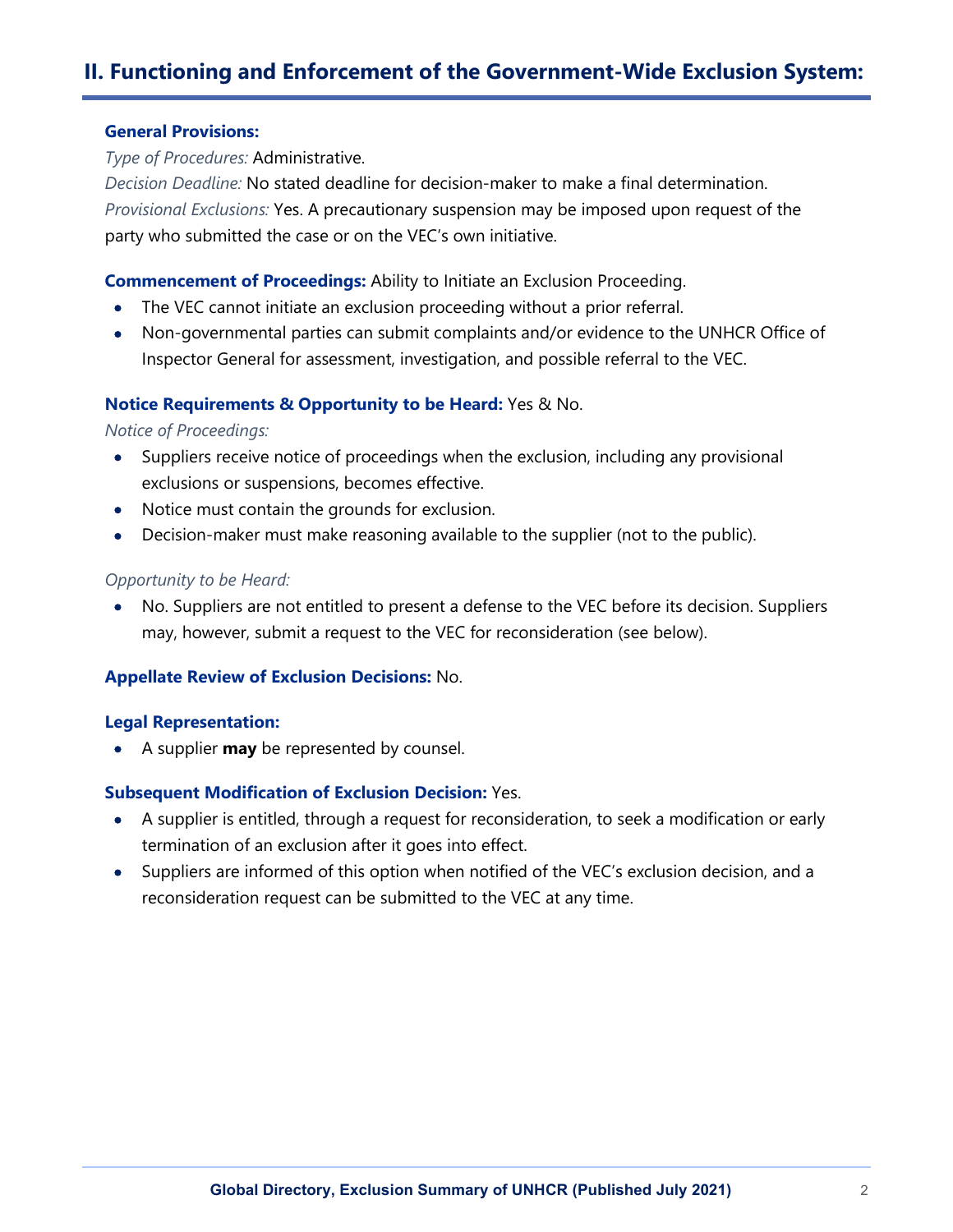## II. Functioning and Enforcement of the Government-Wide Exclusion System:

**General Provisions:**

*Type of Procedures:* Administrative.

*Decision Deadline:* No stated deadline for decision-maker to make a final determination.

*Provisional Exclusions:* Yes. A precautionary suspension may be imposed upon request of the party who submitted the case or on the VEC's own initiative.

**Commencement of Proceedings:** Ability to Initiate an Exclusion Proceeding.

- The VEC cannot initiate an exclusion proceeding without a prior referral.
- Non-governmental parties can submit complaints and/or evidence to the UNHCR Office of Inspector General for assessment, investigation, and possible referral to the VEC.

**Notice Requirements & Opportunity to be Heard:** Yes & No.

*Notice of Proceedings:*

- Suppliers receive notice of proceedings when the exclusion, including any provisional exclusions or suspensions, becomes effective.
- Notice must contain the grounds for exclusion.
- Decision-maker must make reasoning available to the supplier (not to the public).

*Opportunity to be Heard:*

- No. Suppliers are not entitled to present a defense to the VEC before its decision. Suppliers may, however, submit a request to the VEC for reconsideration (see below).

**Appellate Review of Exclusion Decisions:** No.

**Legal Representation:**

- A supplier **may** be represented by counsel.

**Subsequent Modification of Exclusion Decision:** Yes.

- A supplier is entitled, through a request for reconsideration, to seek a modification or early termination of an exclusion after it goes into effect.
- Suppliers are informed of this option when notified of the VEC's exclusion decision, and a reconsideration request can be submitted to the VEC at any time.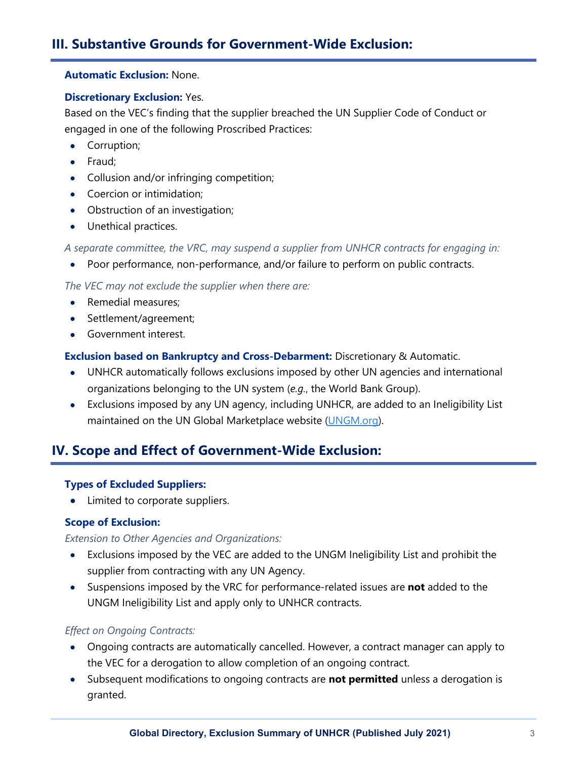## III. Substantive Grounds for Government-Wide Exclusion:

**Automatic Exclusion:** None.

**Discretionary Exclusion:** Yes.

Based on the VEC's finding that the supplier breached the UN Supplier Code of Conduct or engaged in one of the following Proscribed Practices:

- Corruption;
- Fraud;
- Collusion and/or infringing competition;
- Coercion or intimidation;
- Obstruction of an investigation;
- Unethical practices.

*A separate committee, the VRC, may suspend a supplier from UNHCR contracts for engaging in:*

- Poor performance, non-performance, and/or failure to perform on public contracts.

*The VEC may not exclude the supplier when there are:*

- Remedial measures;
- Settlement/agreement;
- Government interest.

**Exclusion based on Bankruptcy and Cross-Debarment:** Discretionary & Automatic.

- UNHCR automatically follows exclusions imposed by other UN agencies and international organizations belonging to the UN system (*e.g.*, the World Bank Group).
- Exclusions imposed by any UN agency, including UNHCR, are added to an Ineligibility List maintained on the UN Global Marketplace website (UNGM.org).

## IV. Scope and Effect of Government-Wide Exclusion:

**Types of Excluded Suppliers:**

- Limited to corporate suppliers.

**Scope of Exclusion:**

*Extension to Other Agencies and Organizations:*

- Exclusions imposed by the VEC are added to the UNGM Ineligibility List and prohibit the supplier from contracting with any UN Agency.
- Suspensions imposed by the VRC for performance-related issues are **not** added to the UNGM Ineligibility List and apply only to UNHCR contracts.

*Effect on Ongoing Contracts:*

- Ongoing contracts are automatically cancelled. However, a contract manager can apply to the VEC for a derogation to allow completion of an ongoing contract.
- Subsequent modifications to ongoing contracts are **not permitted** unless a derogation is granted.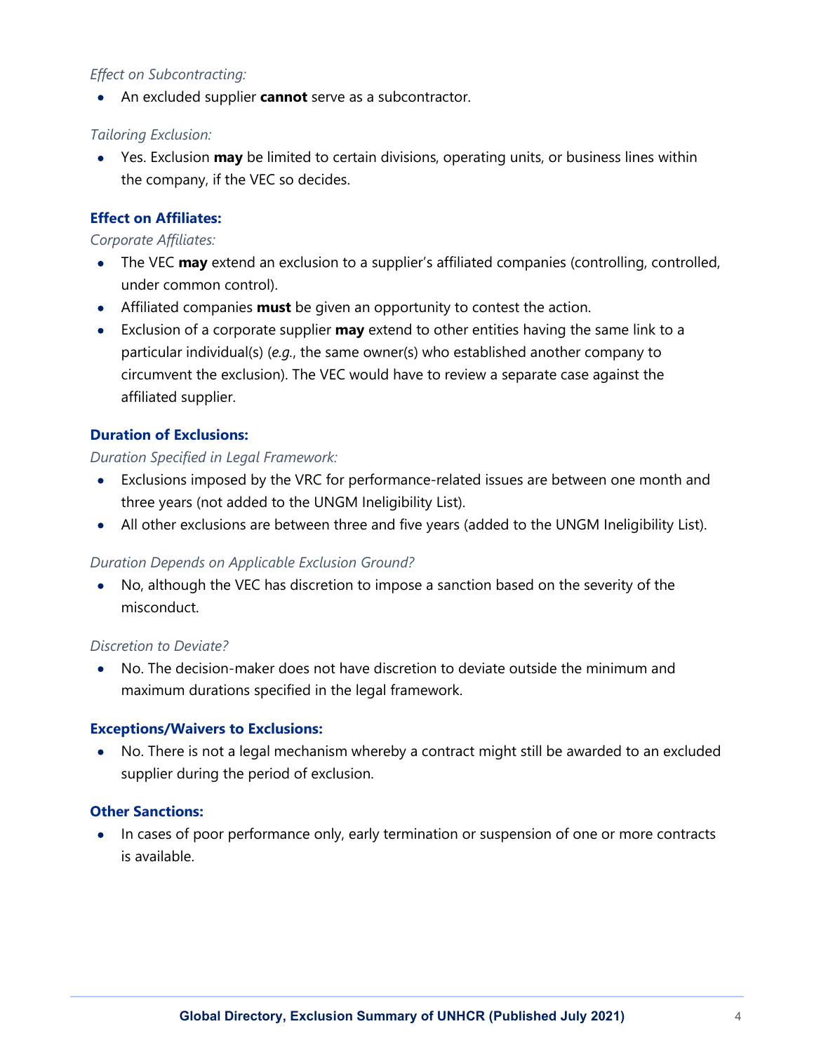*Effect on Subcontracting:*

- An excluded supplier **cannot** serve as a subcontractor.

*Tailoring Exclusion:*

- Yes. Exclusion **may** be limited to certain divisions, operating units, or business lines within the company, if the VEC so decides.

### Effect on Affiliates:

*Corporate Affiliates:*

- The VEC **may** extend an exclusion to a supplier's affiliated companies (controlling, controlled, under common control).
- Affiliated companies **must** be given an opportunity to contest the action.
- Exclusion of a corporate supplier **may** extend to other entities having the same link to a particular individual(s) (*e.g.*, the same owner(s) who established another company to circumvent the exclusion). The VEC would have to review a separate case against the affiliated supplier.

### Duration of Exclusions:

*Duration Specified in Legal Framework:*

- Exclusions imposed by the VRC for performance-related issues are between one month and three years (not added to the UNGM Ineligibility List).
- All other exclusions are between three and five years (added to the UNGM Ineligibility List).

*Duration Depends on Applicable Exclusion Ground?*

- No, although the VEC has discretion to impose a sanction based on the severity of the misconduct.

*Discretion to Deviate?*

- No. The decision-maker does not have discretion to deviate outside the minimum and maximum durations specified in the legal framework.

### Exceptions/Waivers to Exclusions:

- No. There is not a legal mechanism whereby a contract might still be awarded to an excluded supplier during the period of exclusion.

### Other Sanctions:

- In cases of poor performance only, early termination or suspension of one or more contracts is available.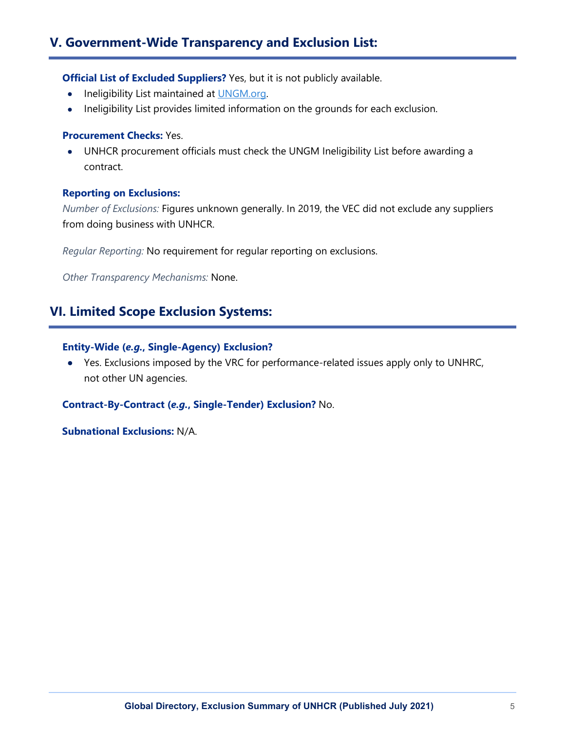## V. Government-Wide Transparency and Exclusion List:

**Official List of Excluded Suppliers?** Yes, but it is not publicly available.

- Ineligibility List maintained at UNGM.org.
- Ineligibility List provides limited information on the grounds for each exclusion.

**Procurement Checks:** Yes.

- UNHCR procurement officials must check the UNGM Ineligibility List before awarding a contract.

**Reporting on Exclusions:**

*Number of Exclusions:* Figures unknown generally. In 2019, the VEC did not exclude any suppliers from doing business with UNHCR.

*Regular Reporting:* No requirement for regular reporting on exclusions.

*Other Transparency Mechanisms:* None.

## VI. Limited Scope Exclusion Systems:

**Entity-Wide (*e.g.*, Single-Agency) Exclusion?**

- Yes. Exclusions imposed by the VRC for performance-related issues apply only to UNHRC, not other UN agencies.

**Contract-By-Contract (*e.g.*, Single-Tender) Exclusion?** No.

**Subnational Exclusions:** N/A.